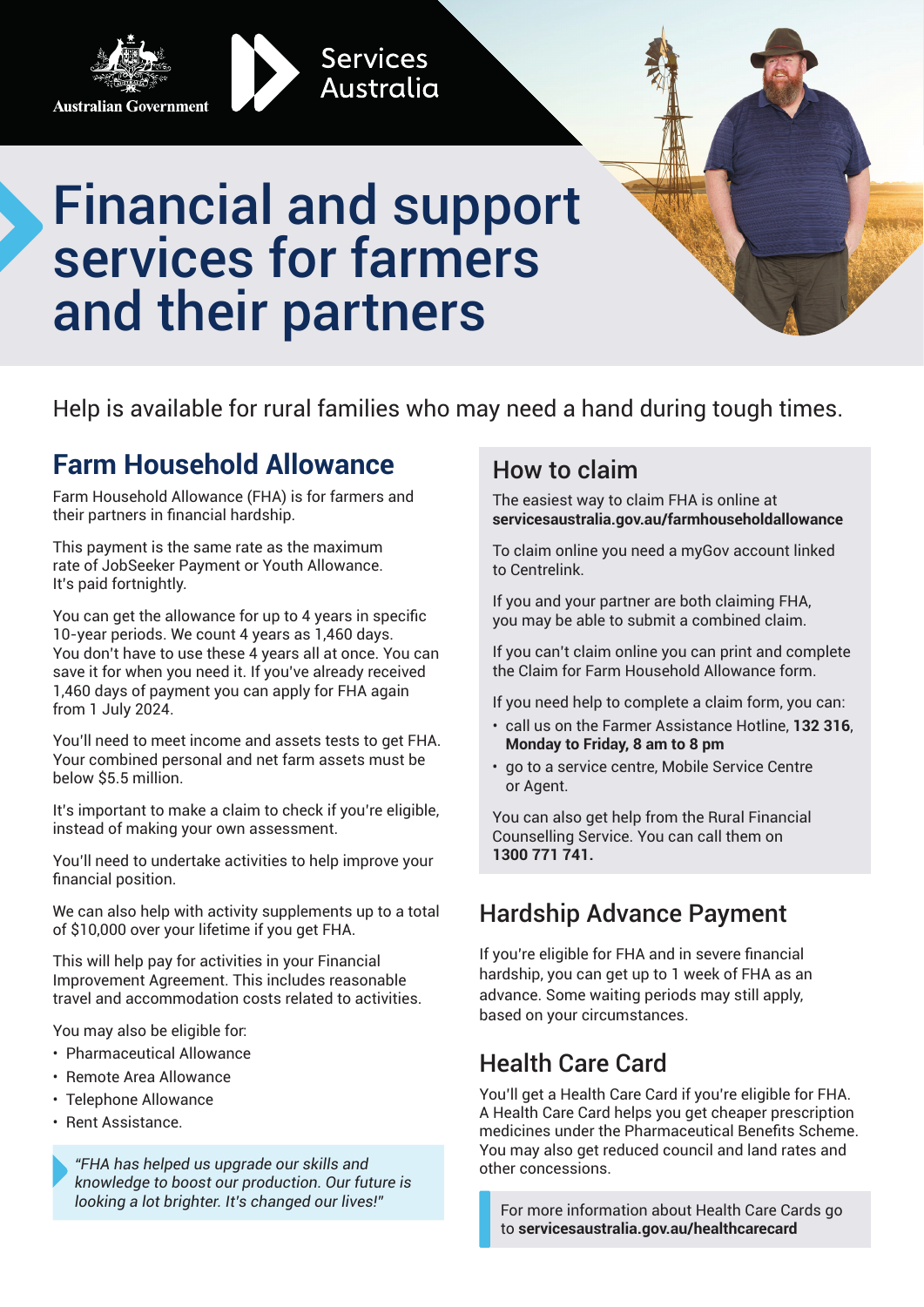Australian Government

Services Australia

# Financial and support services for farmers and their partners

Help is available for rural families who may need a hand during tough times.

## Farm Household Allowance

Farm Household Allowance (FHA) is for farmers and their partners in financial hardship.

This payment is the same rate as the maximum rate of JobSeeker Payment or Youth Allowance. It's paid fortnightly.

You can get the allowance for up to 4 years in specific 10-year periods. We count 4 years as 1,460 days. You don't have to use these 4 years all at once. You can save it for when you need it. If you've already received 1,460 days of payment you can apply for FHA again from 1 July 2024.

You'll need to meet income and assets tests to get FHA. Your combined personal and net farm assets must be below $5.5 million.

It's important to make a claim to check if you're eligible, instead of making your own assessment.

You'll need to undertake activities to help improve your financial position.

We can also help with activity supplements up to a total of $10,000 over your lifetime if you get FHA.

This will help pay for activities in your Financial Improvement Agreement. This includes reasonable travel and accommodation costs related to activities.

You may also be eligible for:

- Pharmaceutical Allowance
- Remote Area Allowance
- Telephone Allowance
- Rent Assistance.

*"FHA has helped us upgrade our skills and knowledge to boost our production. Our future is looking a lot brighter. It's changed our lives!"*

## How to claim

The easiest way to claim FHA is online at **servicesaustralia.gov.au/farmhouseholdallowance**

To claim online you need a myGov account linked to Centrelink.

If you and your partner are both claiming FHA, you may be able to submit a combined claim.

If you can't claim online you can print and complete the Claim for Farm Household Allowance form.

If you need help to complete a claim form, you can:

- call us on the Farmer Assistance Hotline, **132 316**, **Monday to Friday, 8 am to 8 pm**
- go to a service centre, Mobile Service Centre or Agent.

You can also get help from the Rural Financial Counselling Service. You can call them on **1300 771 741.**

## Hardship Advance Payment

If you're eligible for FHA and in severe financial hardship, you can get up to 1 week of FHA as an advance. Some waiting periods may still apply, based on your circumstances.

## Health Care Card

You'll get a Health Care Card if you're eligible for FHA. A Health Care Card helps you get cheaper prescription medicines under the Pharmaceutical Benefits Scheme. You may also get reduced council and land rates and other concessions.

For more information about Health Care Cards go to **servicesaustralia.gov.au/healthcarecard**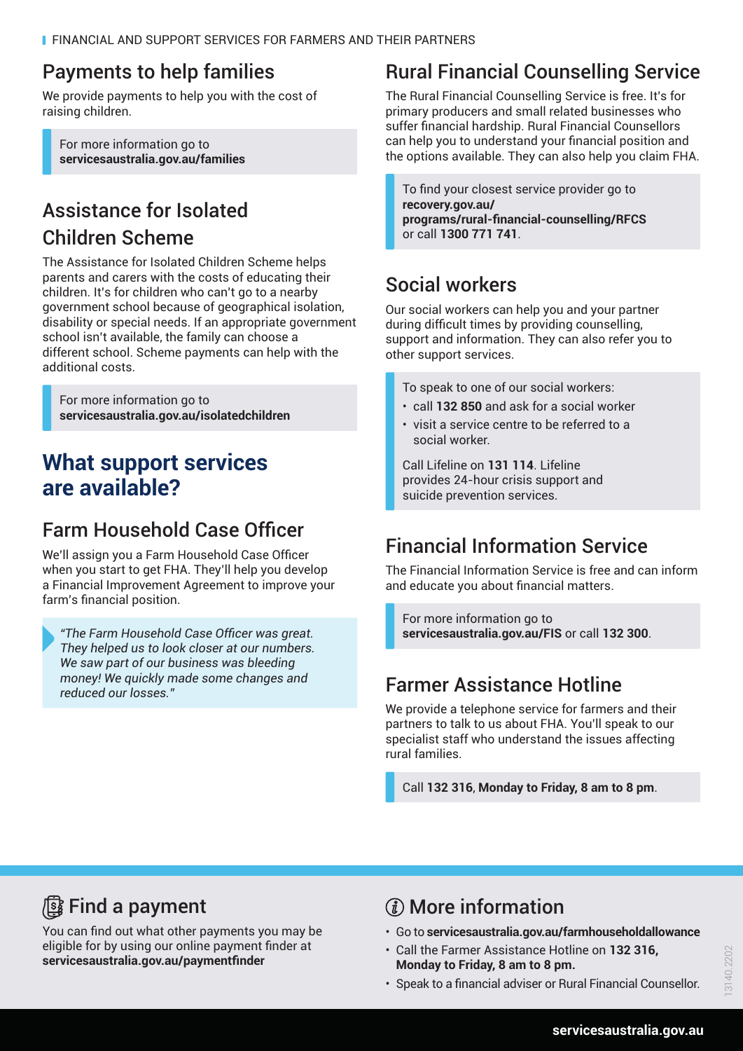## Payments to help families

We provide payments to help you with the cost of raising children.

> For more information go to **servicesaustralia.gov.au/families**

## Assistance for Isolated Children Scheme

The Assistance for Isolated Children Scheme helps parents and carers with the costs of educating their children. It's for children who can't go to a nearby government school because of geographical isolation, disability or special needs. If an appropriate government school isn't available, the family can choose a different school. Scheme payments can help with the additional costs.

> For more information go to **servicesaustralia.gov.au/isolatedchildren**

# What support services are available?

## Farm Household Case Officer

We'll assign you a Farm Household Case Officer when you start to get FHA. They'll help you develop a Financial Improvement Agreement to improve your farm's financial position.

> *"The Farm Household Case Officer was great. They helped us to look closer at our numbers. We saw part of our business was bleeding money! We quickly made some changes and reduced our losses."*

## Rural Financial Counselling Service

The Rural Financial Counselling Service is free. It's for primary producers and small related businesses who suffer financial hardship. Rural Financial Counsellors can help you to understand your financial position and the options available. They can also help you claim FHA.

> To find your closest service provider go to **recovery.gov.au/programs/rural-financial-counselling/RFCS** or call **1300 771 741**.

## Social workers

Our social workers can help you and your partner during difficult times by providing counselling, support and information. They can also refer you to other support services.

> To speak to one of our social workers:
> - call **132 850** and ask for a social worker
> - visit a service centre to be referred to a social worker.
>
> Call Lifeline on **131 114**. Lifeline provides 24-hour crisis support and suicide prevention services.

## Financial Information Service

The Financial Information Service is free and can inform and educate you about financial matters.

> For more information go to **servicesaustralia.gov.au/FIS** or call **132 300**.

## Farmer Assistance Hotline

We provide a telephone service for farmers and their partners to talk to us about FHA. You'll speak to our specialist staff who understand the issues affecting rural families.

> Call **132 316**, **Monday to Friday, 8 am to 8 pm**.

## Find a payment

You can find out what other payments you may be eligible for by using our online payment finder at **servicesaustralia.gov.au/paymentfinder**

## More information

- Go to **servicesaustralia.gov.au/farmhouseholdallowance**
- Call the Farmer Assistance Hotline on **132 316, Monday to Friday, 8 am to 8 pm.**
- Speak to a financial adviser or Rural Financial Counsellor.

13140.2202

**servicesaustralia.gov.au**